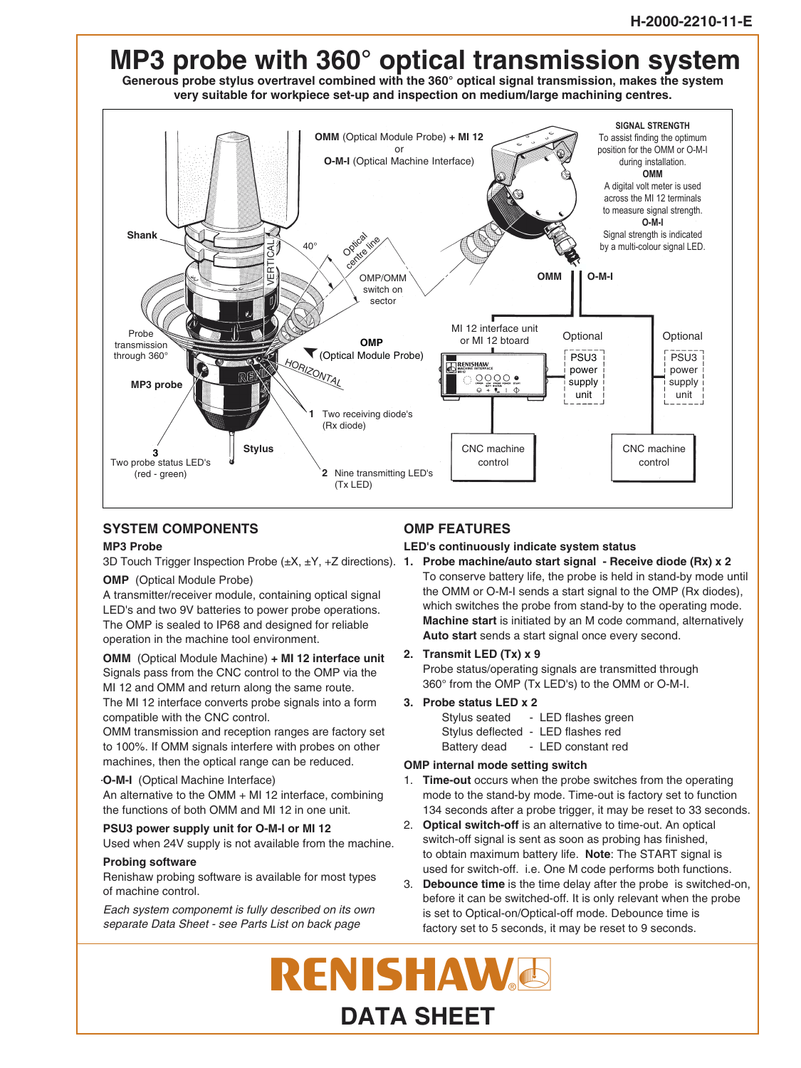# MP3 probe with 360° optical transmission system

**Generous probe stylus overtravel combined with the 360° optical signal transmission, makes the system very suitable for workpiece set-up and inspection on medium/large machining centres.**

**OMM** (Optical Module Probe) **+ MI 12**
or
**O-M-I** (Optical Machine Interface)

**SIGNAL STRENGTH**
To assist finding the optimum position for the OMM or O-M-I during installation.
**OMM**
A digital volt meter is used across the MI 12 terminals to measure signal strength.
**O-M-I**
Signal strength is indicated by a multi-colour signal LED.

Shank

40°

VERTICAL

Optical centre line

OMP/OMM switch on sector

OMM | O-M-I

Probe transmission through 360°

**OMP** (Optical Module Probe)

HORIZONTAL

MI 12 interface unit or MI 12 board

Optional PSU3 power supply unit

Optional PSU3 power supply unit

**MP3 probe**

**1** Two receiving diode's (Rx diode)

CNC machine control

CNC machine control

**3** Two probe status LED's (red - green)

Stylus

**2** Nine transmitting LED's (Tx LED)

## SYSTEM COMPONENTS

**MP3 Probe**

3D Touch Trigger Inspection Probe (±X, ±Y, +Z directions).

**OMP** (Optical Module Probe)

A transmitter/receiver module, containing optical signal LED's and two 9V batteries to power probe operations. The OMP is sealed to IP68 and designed for reliable operation in the machine tool environment.

**OMM** (Optical Module Machine) **+ MI 12 interface unit**

Signals pass from the CNC control to the OMP via the MI 12 and OMM and return along the same route.
The MI 12 interface converts probe signals into a form compatible with the CNC control.
OMM transmission and reception ranges are factory set to 100%. If OMM signals interfere with probes on other machines, then the optical range can be reduced.

**O-M-I** (Optical Machine Interface)

An alternative to the OMM + MI 12 interface, combining the functions of both OMM and MI 12 in one unit.

**PSU3 power supply unit for O-M-I or MI 12**

Used when 24V supply is not available from the machine.

**Probing software**

Renishaw probing software is available for most types of machine control.

*Each system componemt is fully described on its own separate Data Sheet - see Parts List on back page*

## OMP FEATURES

**LED's continuously indicate system status**

1. **Probe machine/auto start signal - Receive diode (Rx) x 2**
   To conserve battery life, the probe is held in stand-by mode until the OMM or O-M-I sends a start signal to the OMP (Rx diodes), which switches the probe from stand-by to the operating mode. **Machine start** is initiated by an M code command, alternatively **Auto start** sends a start signal once every second.
2. **Transmit LED (Tx) x 9**
   Probe status/operating signals are transmitted through 360° from the OMP (Tx LED's) to the OMM or O-M-I.
3. **Probe status LED x 2**
   Stylus seated - LED flashes green
   Stylus deflected - LED flashes red
   Battery dead - LED constant red

**OMP internal mode setting switch**

1. **Time-out** occurs when the probe switches from the operating mode to the stand-by mode. Time-out is factory set to function 134 seconds after a probe trigger, it may be reset to 33 seconds.
2. **Optical switch-off** is an alternative to time-out. An optical switch-off signal is sent as soon as probing has finished, to obtain maximum battery life. **Note**: The START signal is used for switch-off. i.e. One M code performs both functions.
3. **Debounce time** is the time delay after the probe is switched-on, before it can be switched-off. It is only relevant when the probe is set to Optical-on/Optical-off mode. Debounce time is factory set to 5 seconds, it may be reset to 9 seconds.

**RENISHAW**

**DATA SHEET**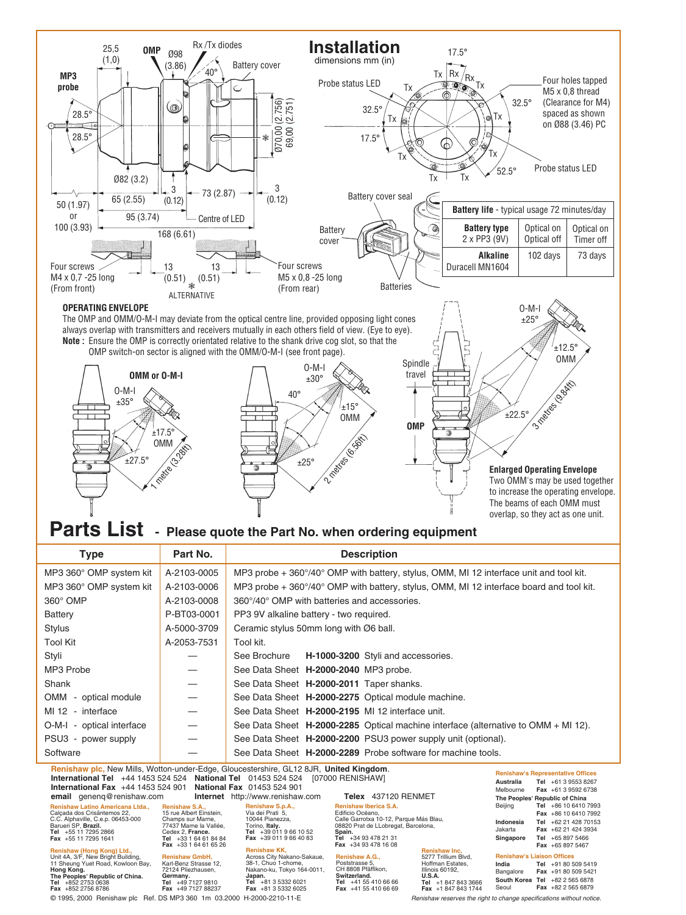# Installation

dimensions mm (in)

MP3 probe

OMP

25,5 (1,0)

Ø98 (3.86)

Rx /Tx diodes

40°

Battery cover

28.5°

28.5°

Ø70.00 (2.756) 69.00 (2.751)

Ø82 (3.2)

3 (0.12)

73 (2.87)

3 (0.12)

50 (1.97) or 100 (3.93)

65 (2.55)

95 (3.74)

Centre of LED

168 (6.61)

Four screws M4 x 0,7 -25 long (From front)

13 (0.51)

13 (0.51)

✱ ALTERNATIVE

Four screws M5 x 0,8 -25 long (From rear)

Probe status LED

17.5°

Tx Rx Rx Tx

32.5°

32.5°

17.5°

52.5°

Four holes tapped M5 x 0,8 thread (Clearance for M4) spaced as shown on Ø88 (3.46) PC

Probe status LED

Battery cover seal

Battery cover

Batteries

| **Battery life** - typical usage 72 minutes/day | | |
|---|---|---|
| **Battery type** 2 x PP3 (9V) | Optical on Optical off | Optical on Timer off |
| **Alkaline** Duracell MN1604 | 102 days | 73 days |

### OPERATING ENVELOPE

The OMP and OMM/O-M-I may deviate from the optical centre line, provided opposing light cones always overlap with transmitters and receivers mutually in each others field of view. (Eye to eye).

**Note :** Ensure the OMP is correctly orientated relative to the shank drive cog slot, so that the OMP switch-on sector is aligned with the OMM/O-M-I (see front page).

**OMM or O-M-I**

O-M-I ±35°

±17.5° OMM

±27.5°

1 metre (3.28ft)

40°

O-M-I ±30°

±15° OMM

±25°

2 metres (6.56ft)

Spindle travel

**OMP**

O-M-I ±25°

±12.5° OMM

±22.5°

3 metres (9.84ft)

**Enlarged Operating Envelope**

Two OMM's may be used together to increase the operating envelope. The beams of each OMM must overlap, so they act as one unit.

# Parts List - Please quote the Part No. when ordering equipment

| Type | Part No. | Description |
|---|---|---|
| MP3 360° OMP system kit | A-2103-0005 | MP3 probe + 360°/40° OMP with battery, stylus, OMM, MI 12 interface unit and tool kit. |
| MP3 360° OMP system kit | A-2103-0006 | MP3 probe + 360°/40° OMP with battery, stylus, OMM, MI 12 interface board and tool kit. |
| 360° OMP | A-2103-0008 | 360°/40° OMP with batteries and accessories. |
| Battery | P-BT03-0001 | PP3 9V alkaline battery - two required. |
| Stylus | A-5000-3709 | Ceramic stylus 50mm long with Ø6 ball. |
| Tool Kit | A-2053-7531 | Tool kit. |
| Styli | — | See Brochure **H-1000-3200** Styli and accessories. |
| MP3 Probe | — | See Data Sheet **H-2000-2040** MP3 probe. |
| Shank | — | See Data Sheet **H-2000-2011** Taper shanks. |
| OMM - optical module | — | See Data Sheet **H-2000-2275** Optical module machine. |
| MI 12 - interface | — | See Data Sheet **H-2000-2195** MI 12 interface unit. |
| O-M-I - optical interface | — | See Data Sheet **H-2000-2285** Optical machine interface (alternative to OMM + MI 12). |
| PSU3 - power supply | — | See Data Sheet **H-2000-2200** PSU3 power supply unit (optional). |
| Software | — | See Data Sheet **H-2000-2289** Probe software for machine tools. |

**Renishaw plc,** New Mills, Wotton-under-Edge, Gloucestershire, GL12 8JR, **United Kingdom**.
**International Tel** +44 1453 524 524 **National Tel** 01453 524 524 [07000 RENISHAW]
**International Fax** +44 1453 524 901 **National Fax** 01453 524 901
**email** genenq@renishaw.com **Internet** http://www.renishaw.com **Telex** 437120 RENMET

**Renishaw Latino Americana Ltda.,** Calçada dos Crisântemos 22, C.C. Alphaville, C.e.p. 06453-000 Barueri SP, **Brazil.** **Tel** +55 11 7295 2866 **Fax** +55 11 7295 1641

**Renishaw S.A.,** 15 rue Albert Einstein, Champs sur Marne, 77437 Marne la Vallée, Cedex 2, **France.** **Tel** +33 1 64 61 84 84 **Fax** +33 1 64 61 65 26

**Renishaw S.p.A.,** Via dei Prati 5, 10044 Pianezza, Torino, **Italy.** **Tel** +39 011 9 66 10 52 **Fax** +39 011 9 66 40 83

**Renishaw Iberica S.A.** Edificio Océano, Calle Garrotxa 10-12, Parque Más Blau, 08820 Prat de LLobregat, Barcelona, **Spain.** **Tel** +34 93 478 21 31 **Fax** +34 93 478 16 08

**Renishaw (Hong Kong) Ltd.,** Unit 4A, 3/F, New Bright Building, 11 Sheung Yuet Road, Kowloon Bay, **Hong Kong. The Peoples' Republic of China.** **Tel** +852 2753 0638 **Fax** +852 2756 8786

**Renishaw GmbH,** Karl-Benz Strasse 12, 72124 Pliezhausen, **Germany.** **Tel** +49 7127 9810 **Fax** +49 7127 88237

**Renishaw KK,** Across City Nakano-Sakaue, 38-1, Chuo 1-chome, Nakano-ku, Tokyo 164-0011, **Japan.** **Tel** +81 3 5332 6021 **Fax** +81 3 5332 6025

**Renishaw A.G.,** Poststrasse 5, CH 8808 Pfäffikon, **Switzerland.** **Tel** +41 55 410 66 66 **Fax** +41 55 410 66 69

**Renishaw Inc,** 5277 Trillium Blvd, Hoffman Estates, Illinois 60192, **U.S.A.** **Tel** +1 847 843 3666 **Fax** +1 847 843 1744

**Renishaw's Representative Offices**

**Australia** Melbourne **Tel** +61 3 9553 8267 **Fax** +61 3 9592 6738

**The Peoples' Republic of China** Beijing **Tel** +86 10 6410 7993 **Fax** +86 10 6410 7992

**Indonesia** Jakarta **Tel** +62 21 428 70153 **Fax** +62 21 424 3934

**Singapore** **Tel** +65 897 5466 **Fax** +65 897 5467

**Renishaw's Liaison Offices**

**India** Bangalore **Tel** +91 80 509 5419 **Fax** +91 80 509 5421

**South Korea** Seoul **Tel** +82 2 565 6878 **Fax** +82 2 565 6879

© 1995, 2000 Renishaw plc Ref. DS MP3 360 1m 03.2000 H-2000-2210-11-E

*Renishaw reserves the right to change specifications without notice.*